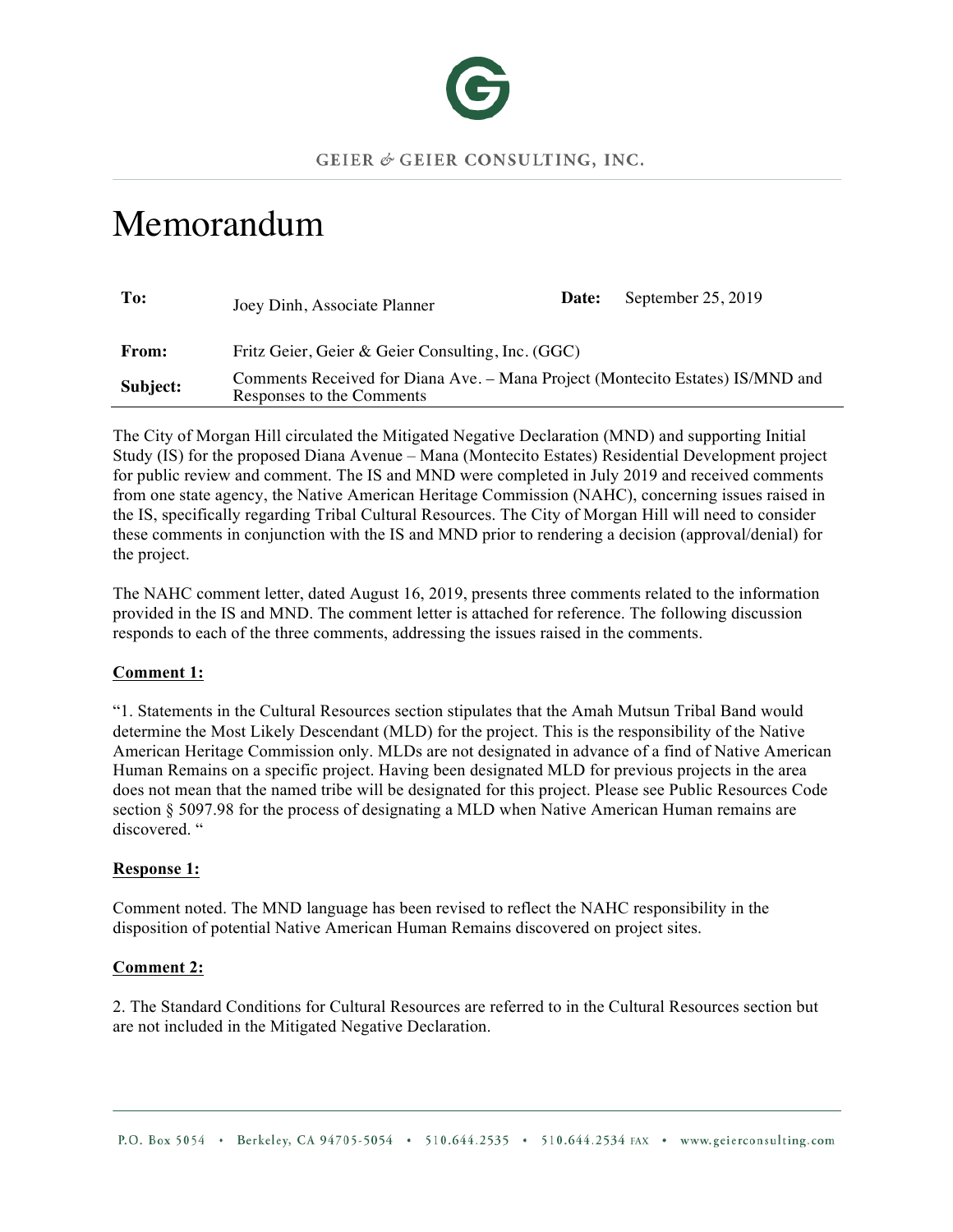GEIER & GEIER CONSULTING, INC.

# Memorandum

| | | | |
|---|---|---|---|
| **To:** | Joey Dinh, Associate Planner | **Date:** | September 25, 2019 |
| **From:** | Fritz Geier, Geier & Geier Consulting, Inc. (GGC) | | |
| **Subject:** | Comments Received for Diana Ave. – Mana Project (Montecito Estates) IS/MND and Responses to the Comments | | |

The City of Morgan Hill circulated the Mitigated Negative Declaration (MND) and supporting Initial Study (IS) for the proposed Diana Avenue – Mana (Montecito Estates) Residential Development project for public review and comment. The IS and MND were completed in July 2019 and received comments from one state agency, the Native American Heritage Commission (NAHC), concerning issues raised in the IS, specifically regarding Tribal Cultural Resources. The City of Morgan Hill will need to consider these comments in conjunction with the IS and MND prior to rendering a decision (approval/denial) for the project.

The NAHC comment letter, dated August 16, 2019, presents three comments related to the information provided in the IS and MND. The comment letter is attached for reference. The following discussion responds to each of the three comments, addressing the issues raised in the comments.

**Comment 1:**

"1. Statements in the Cultural Resources section stipulates that the Amah Mutsun Tribal Band would determine the Most Likely Descendant (MLD) for the project. This is the responsibility of the Native American Heritage Commission only. MLDs are not designated in advance of a find of Native American Human Remains on a specific project. Having been designated MLD for previous projects in the area does not mean that the named tribe will be designated for this project. Please see Public Resources Code section § 5097.98 for the process of designating a MLD when Native American Human remains are discovered. "

**Response 1:**

Comment noted. The MND language has been revised to reflect the NAHC responsibility in the disposition of potential Native American Human Remains discovered on project sites.

**Comment 2:**

2. The Standard Conditions for Cultural Resources are referred to in the Cultural Resources section but are not included in the Mitigated Negative Declaration.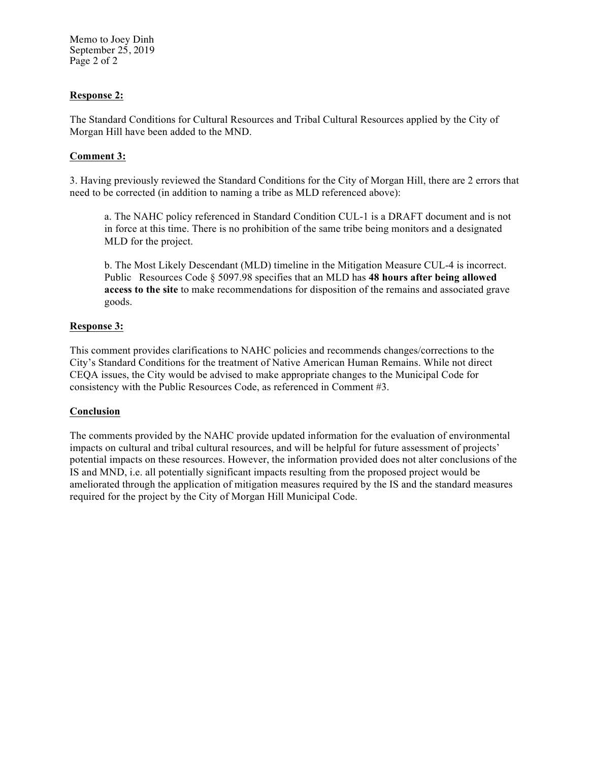**Response 2:**

The Standard Conditions for Cultural Resources and Tribal Cultural Resources applied by the City of Morgan Hill have been added to the MND.

**Comment 3:**

3. Having previously reviewed the Standard Conditions for the City of Morgan Hill, there are 2 errors that need to be corrected (in addition to naming a tribe as MLD referenced above):

> a. The NAHC policy referenced in Standard Condition CUL-1 is a DRAFT document and is not in force at this time. There is no prohibition of the same tribe being monitors and a designated MLD for the project.
>
> b. The Most Likely Descendant (MLD) timeline in the Mitigation Measure CUL-4 is incorrect. Public Resources Code § 5097.98 specifies that an MLD has **48 hours after being allowed access to the site** to make recommendations for disposition of the remains and associated grave goods.

**Response 3:**

This comment provides clarifications to NAHC policies and recommends changes/corrections to the City's Standard Conditions for the treatment of Native American Human Remains. While not direct CEQA issues, the City would be advised to make appropriate changes to the Municipal Code for consistency with the Public Resources Code, as referenced in Comment #3.

**Conclusion**

The comments provided by the NAHC provide updated information for the evaluation of environmental impacts on cultural and tribal cultural resources, and will be helpful for future assessment of projects' potential impacts on these resources. However, the information provided does not alter conclusions of the IS and MND, i.e. all potentially significant impacts resulting from the proposed project would be ameliorated through the application of mitigation measures required by the IS and the standard measures required for the project by the City of Morgan Hill Municipal Code.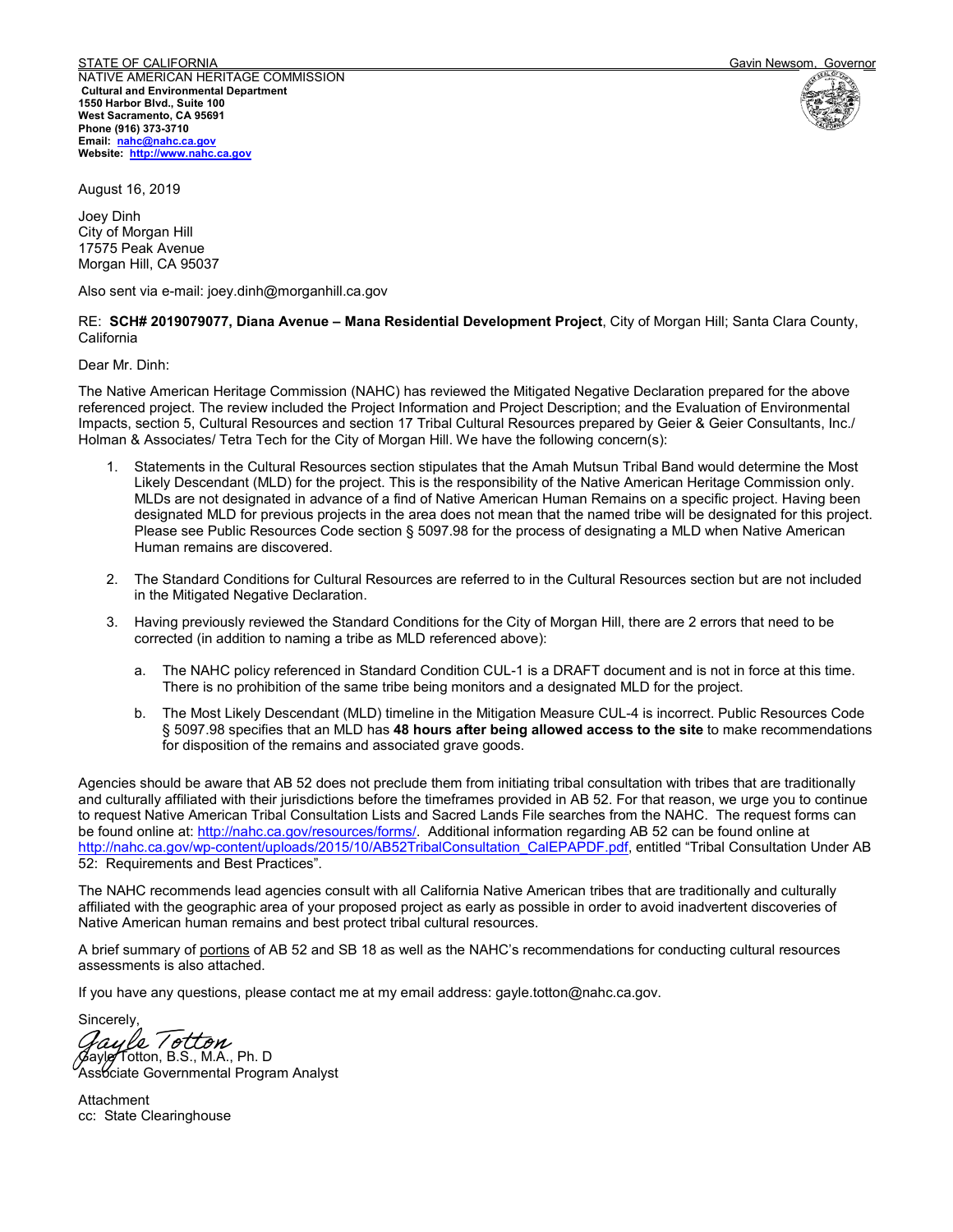STATE OF CALIFORNIA Gavin Newsom, Governor

NATIVE AMERICAN HERITAGE COMMISSION
**Cultural and Environmental Department**
**1550 Harbor Blvd., Suite 100**
**West Sacramento, CA 95691**
**Phone (916) 373-3710**
**Email: nahc@nahc.ca.gov**
**Website: http://www.nahc.ca.gov**

August 16, 2019

Joey Dinh
City of Morgan Hill
17575 Peak Avenue
Morgan Hill, CA 95037

Also sent via e-mail: joey.dinh@morganhill.ca.gov

RE: **SCH# 2019079077, Diana Avenue – Mana Residential Development Project**, City of Morgan Hill; Santa Clara County, California

Dear Mr. Dinh:

The Native American Heritage Commission (NAHC) has reviewed the Mitigated Negative Declaration prepared for the above referenced project. The review included the Project Information and Project Description; and the Evaluation of Environmental Impacts, section 5, Cultural Resources and section 17 Tribal Cultural Resources prepared by Geier & Geier Consultants, Inc./ Holman & Associates/ Tetra Tech for the City of Morgan Hill. We have the following concern(s):

1. Statements in the Cultural Resources section stipulates that the Amah Mutsun Tribal Band would determine the Most Likely Descendant (MLD) for the project. This is the responsibility of the Native American Heritage Commission only. MLDs are not designated in advance of a find of Native American Human Remains on a specific project. Having been designated MLD for previous projects in the area does not mean that the named tribe will be designated for this project. Please see Public Resources Code section § 5097.98 for the process of designating a MLD when Native American Human remains are discovered.

2. The Standard Conditions for Cultural Resources are referred to in the Cultural Resources section but are not included in the Mitigated Negative Declaration.

3. Having previously reviewed the Standard Conditions for the City of Morgan Hill, there are 2 errors that need to be corrected (in addition to naming a tribe as MLD referenced above):

   a. The NAHC policy referenced in Standard Condition CUL-1 is a DRAFT document and is not in force at this time. There is no prohibition of the same tribe being monitors and a designated MLD for the project.

   b. The Most Likely Descendant (MLD) timeline in the Mitigation Measure CUL-4 is incorrect. Public Resources Code § 5097.98 specifies that an MLD has **48 hours after being allowed access to the site** to make recommendations for disposition of the remains and associated grave goods.

Agencies should be aware that AB 52 does not preclude them from initiating tribal consultation with tribes that are traditionally and culturally affiliated with their jurisdictions before the timeframes provided in AB 52. For that reason, we urge you to continue to request Native American Tribal Consultation Lists and Sacred Lands File searches from the NAHC. The request forms can be found online at: http://nahc.ca.gov/resources/forms/. Additional information regarding AB 52 can be found online at http://nahc.ca.gov/wp-content/uploads/2015/10/AB52TribalConsultation_CalEPAPDF.pdf, entitled "Tribal Consultation Under AB 52: Requirements and Best Practices".

The NAHC recommends lead agencies consult with all California Native American tribes that are traditionally and culturally affiliated with the geographic area of your proposed project as early as possible in order to avoid inadvertent discoveries of Native American human remains and best protect tribal cultural resources.

A brief summary of portions of AB 52 and SB 18 as well as the NAHC's recommendations for conducting cultural resources assessments is also attached.

If you have any questions, please contact me at my email address: gayle.totton@nahc.ca.gov.

Sincerely,

*Gayle Totton*

Gayle Totton, B.S., M.A., Ph. D
Associate Governmental Program Analyst

Attachment
cc: State Clearinghouse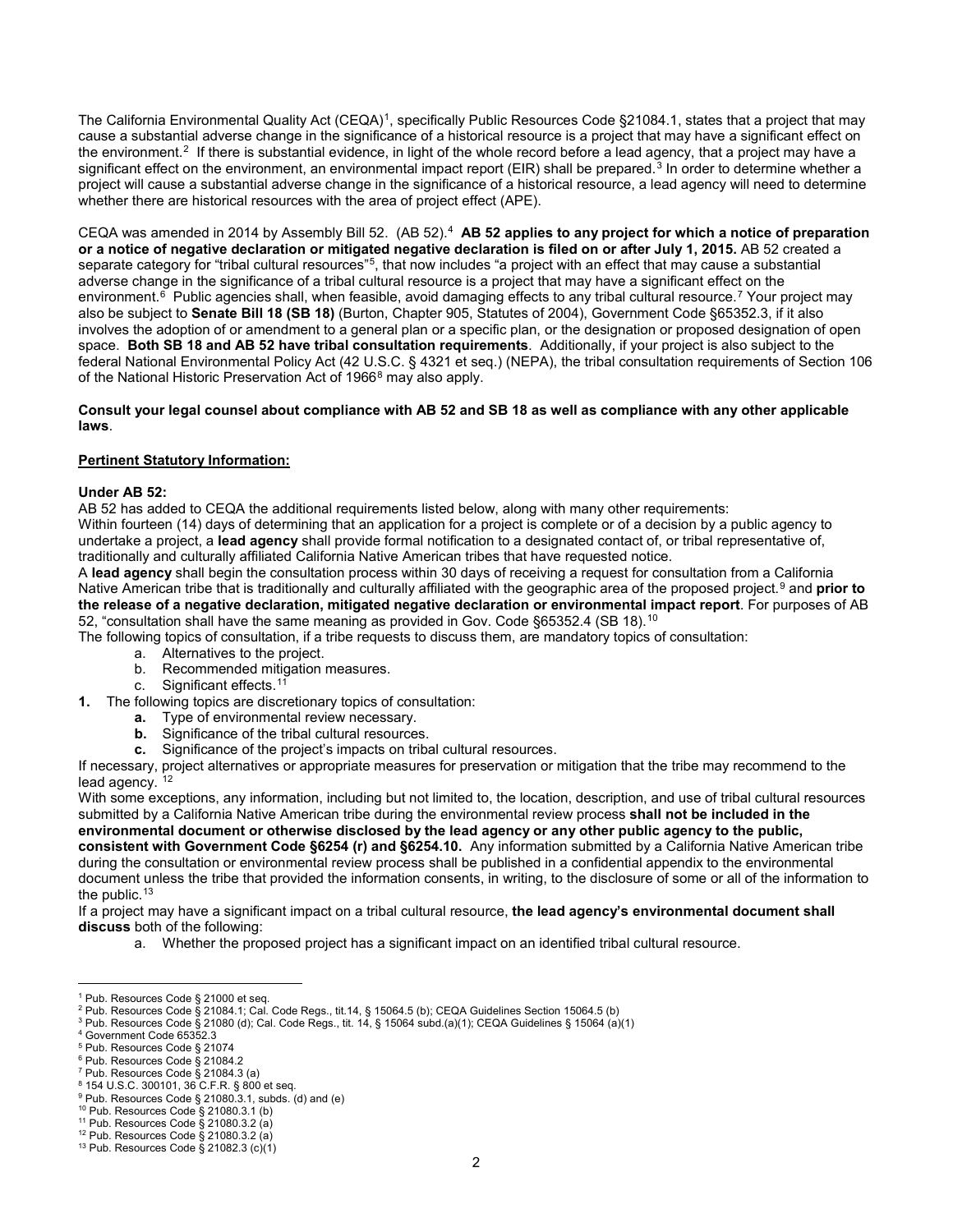The California Environmental Quality Act (CEQA)[1], specifically Public Resources Code §21084.1, states that a project that may cause a substantial adverse change in the significance of a historical resource is a project that may have a significant effect on the environment.[2] If there is substantial evidence, in light of the whole record before a lead agency, that a project may have a significant effect on the environment, an environmental impact report (EIR) shall be prepared.[3] In order to determine whether a project will cause a substantial adverse change in the significance of a historical resource, a lead agency will need to determine whether there are historical resources with the area of project effect (APE).

CEQA was amended in 2014 by Assembly Bill 52. (AB 52).[4] **AB 52 applies to any project for which a notice of preparation or a notice of negative declaration or mitigated negative declaration is filed on or after July 1, 2015.** AB 52 created a separate category for "tribal cultural resources"[5], that now includes "a project with an effect that may cause a substantial adverse change in the significance of a tribal cultural resource is a project that may have a significant effect on the environment.[6] Public agencies shall, when feasible, avoid damaging effects to any tribal cultural resource.[7] Your project may also be subject to **Senate Bill 18 (SB 18)** (Burton, Chapter 905, Statutes of 2004), Government Code §65352.3, if it also involves the adoption of or amendment to a general plan or a specific plan, or the designation or proposed designation of open space. **Both SB 18 and AB 52 have tribal consultation requirements**. Additionally, if your project is also subject to the federal National Environmental Policy Act (42 U.S.C. § 4321 et seq.) (NEPA), the tribal consultation requirements of Section 106 of the National Historic Preservation Act of 1966[8] may also apply.

**Consult your legal counsel about compliance with AB 52 and SB 18 as well as compliance with any other applicable laws**.

**Pertinent Statutory Information:**

**Under AB 52:**

AB 52 has added to CEQA the additional requirements listed below, along with many other requirements:

Within fourteen (14) days of determining that an application for a project is complete or of a decision by a public agency to undertake a project, a **lead agency** shall provide formal notification to a designated contact of, or tribal representative of, traditionally and culturally affiliated California Native American tribes that have requested notice.

A **lead agency** shall begin the consultation process within 30 days of receiving a request for consultation from a California Native American tribe that is traditionally and culturally affiliated with the geographic area of the proposed project.[9] and **prior to the release of a negative declaration, mitigated negative declaration or environmental impact report**. For purposes of AB 52, "consultation shall have the same meaning as provided in Gov. Code §65352.4 (SB 18).[10]

The following topics of consultation, if a tribe requests to discuss them, are mandatory topics of consultation:

- a. Alternatives to the project.
- b. Recommended mitigation measures.
- c. Significant effects.[11]

1. The following topics are discretionary topics of consultation:
   - **a.** Type of environmental review necessary.
   - **b.** Significance of the tribal cultural resources.
   - **c.** Significance of the project's impacts on tribal cultural resources.

If necessary, project alternatives or appropriate measures for preservation or mitigation that the tribe may recommend to the lead agency. [12]

With some exceptions, any information, including but not limited to, the location, description, and use of tribal cultural resources submitted by a California Native American tribe during the environmental review process **shall not be included in the environmental document or otherwise disclosed by the lead agency or any other public agency to the public, consistent with Government Code §6254 (r) and §6254.10.** Any information submitted by a California Native American tribe during the consultation or environmental review process shall be published in a confidential appendix to the environmental document unless the tribe that provided the information consents, in writing, to the disclosure of some or all of the information to the public.[13]

If a project may have a significant impact on a tribal cultural resource, **the lead agency's environmental document shall discuss** both of the following:

- a. Whether the proposed project has a significant impact on an identified tribal cultural resource.

---

[1] Pub. Resources Code § 21000 et seq.
[2] Pub. Resources Code § 21084.1; Cal. Code Regs., tit.14, § 15064.5 (b); CEQA Guidelines Section 15064.5 (b)
[3] Pub. Resources Code § 21080 (d); Cal. Code Regs., tit. 14, § 15064 subd.(a)(1); CEQA Guidelines § 15064 (a)(1)
[4] Government Code 65352.3
[5] Pub. Resources Code § 21074
[6] Pub. Resources Code § 21084.2
[7] Pub. Resources Code § 21084.3 (a)
[8] 154 U.S.C. 300101, 36 C.F.R. § 800 et seq.
[9] Pub. Resources Code § 21080.3.1, subds. (d) and (e)
[10] Pub. Resources Code § 21080.3.1 (b)
[11] Pub. Resources Code § 21080.3.2 (a)
[12] Pub. Resources Code § 21080.3.2 (a)
[13] Pub. Resources Code § 21082.3 (c)(1)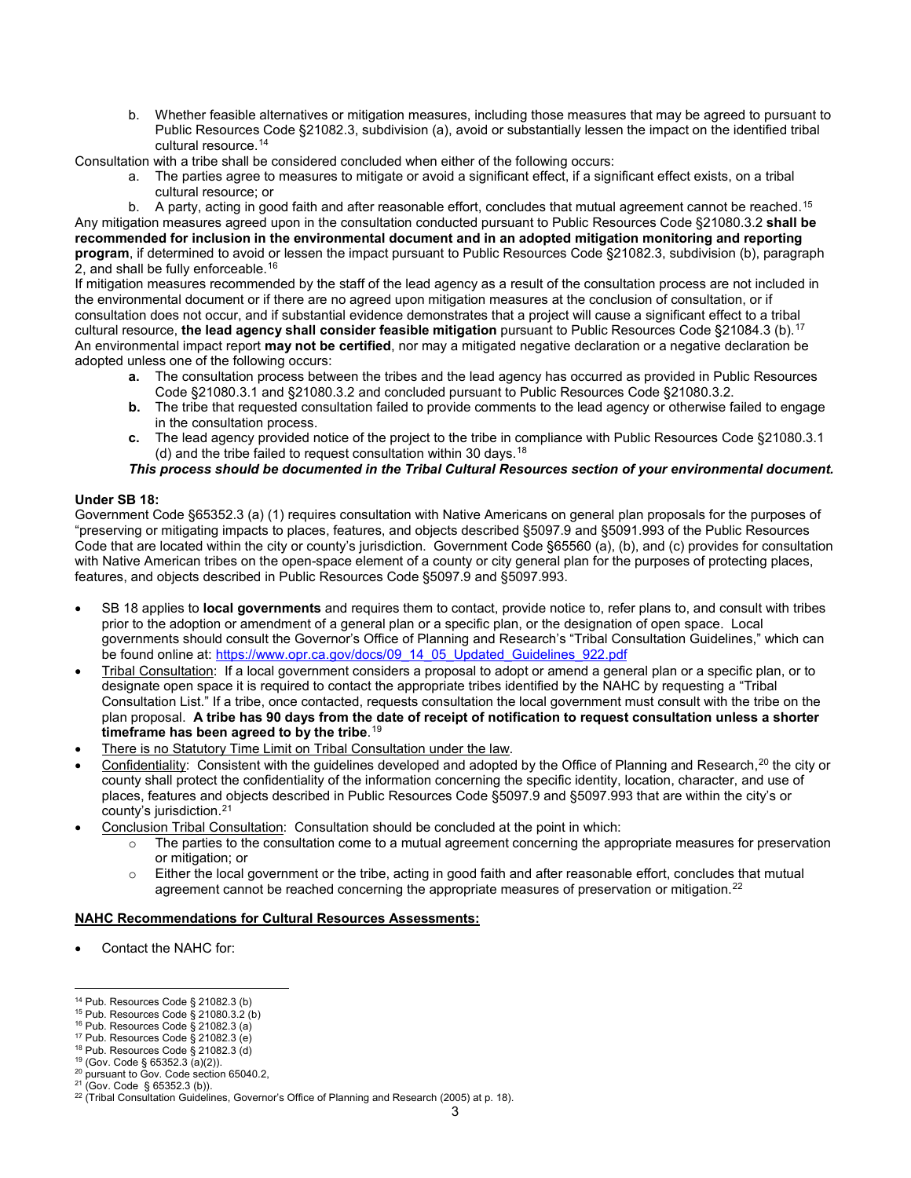b. Whether feasible alternatives or mitigation measures, including those measures that may be agreed to pursuant to Public Resources Code §21082.3, subdivision (a), avoid or substantially lessen the impact on the identified tribal cultural resource.[14]

Consultation with a tribe shall be considered concluded when either of the following occurs:

a. The parties agree to measures to mitigate or avoid a significant effect, if a significant effect exists, on a tribal cultural resource; or

b. A party, acting in good faith and after reasonable effort, concludes that mutual agreement cannot be reached.[15]

Any mitigation measures agreed upon in the consultation conducted pursuant to Public Resources Code §21080.3.2 **shall be recommended for inclusion in the environmental document and in an adopted mitigation monitoring and reporting program**, if determined to avoid or lessen the impact pursuant to Public Resources Code §21082.3, subdivision (b), paragraph 2, and shall be fully enforceable.[16]

If mitigation measures recommended by the staff of the lead agency as a result of the consultation process are not included in the environmental document or if there are no agreed upon mitigation measures at the conclusion of consultation, or if consultation does not occur, and if substantial evidence demonstrates that a project will cause a significant effect to a tribal cultural resource, **the lead agency shall consider feasible mitigation** pursuant to Public Resources Code §21084.3 (b).[17]

An environmental impact report **may not be certified**, nor may a mitigated negative declaration or a negative declaration be adopted unless one of the following occurs:

**a.** The consultation process between the tribes and the lead agency has occurred as provided in Public Resources Code §21080.3.1 and §21080.3.2 and concluded pursuant to Public Resources Code §21080.3.2.

**b.** The tribe that requested consultation failed to provide comments to the lead agency or otherwise failed to engage in the consultation process.

**c.** The lead agency provided notice of the project to the tribe in compliance with Public Resources Code §21080.3.1 (d) and the tribe failed to request consultation within 30 days.[18]

***This process should be documented in the Tribal Cultural Resources section of your environmental document.***

**Under SB 18:**

Government Code §65352.3 (a) (1) requires consultation with Native Americans on general plan proposals for the purposes of "preserving or mitigating impacts to places, features, and objects described §5097.9 and §5091.993 of the Public Resources Code that are located within the city or county's jurisdiction. Government Code §65560 (a), (b), and (c) provides for consultation with Native American tribes on the open-space element of a county or city general plan for the purposes of protecting places, features, and objects described in Public Resources Code §5097.9 and §5097.993.

- SB 18 applies to **local governments** and requires them to contact, provide notice to, refer plans to, and consult with tribes prior to the adoption or amendment of a general plan or a specific plan, or the designation of open space. Local governments should consult the Governor's Office of Planning and Research's "Tribal Consultation Guidelines," which can be found online at: https://www.opr.ca.gov/docs/09_14_05_Updated_Guidelines_922.pdf
- Tribal Consultation: If a local government considers a proposal to adopt or amend a general plan or a specific plan, or to designate open space it is required to contact the appropriate tribes identified by the NAHC by requesting a "Tribal Consultation List." If a tribe, once contacted, requests consultation the local government must consult with the tribe on the plan proposal. **A tribe has 90 days from the date of receipt of notification to request consultation unless a shorter timeframe has been agreed to by the tribe**.[19]
- There is no Statutory Time Limit on Tribal Consultation under the law.
- Confidentiality: Consistent with the guidelines developed and adopted by the Office of Planning and Research,[20] the city or county shall protect the confidentiality of the information concerning the specific identity, location, character, and use of places, features and objects described in Public Resources Code §5097.9 and §5097.993 that are within the city's or county's jurisdiction.[21]
- Conclusion Tribal Consultation: Consultation should be concluded at the point in which:
  - The parties to the consultation come to a mutual agreement concerning the appropriate measures for preservation or mitigation; or
  - Either the local government or the tribe, acting in good faith and after reasonable effort, concludes that mutual agreement cannot be reached concerning the appropriate measures of preservation or mitigation.[22]

**NAHC Recommendations for Cultural Resources Assessments:**

- Contact the NAHC for:

---

[14] Pub. Resources Code § 21082.3 (b)
[15] Pub. Resources Code § 21080.3.2 (b)
[16] Pub. Resources Code § 21082.3 (a)
[17] Pub. Resources Code § 21082.3 (e)
[18] Pub. Resources Code § 21082.3 (d)
[19] (Gov. Code § 65352.3 (a)(2)).
[20] pursuant to Gov. Code section 65040.2,
[21] (Gov. Code § 65352.3 (b)).
[22] (Tribal Consultation Guidelines, Governor's Office of Planning and Research (2005) at p. 18).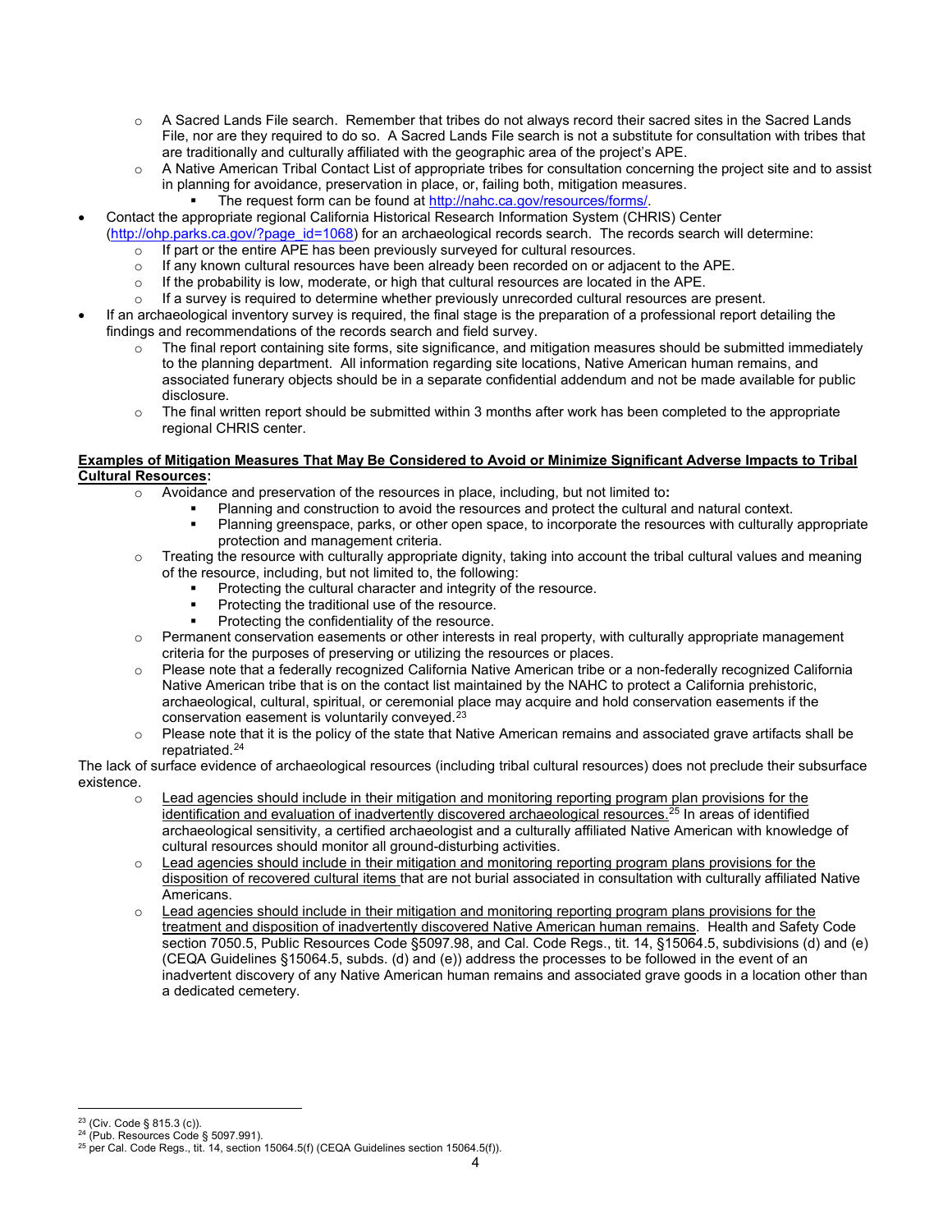- A Sacred Lands File search. Remember that tribes do not always record their sacred sites in the Sacred Lands File, nor are they required to do so. A Sacred Lands File search is not a substitute for consultation with tribes that are traditionally and culturally affiliated with the geographic area of the project's APE.
  - A Native American Tribal Contact List of appropriate tribes for consultation concerning the project site and to assist in planning for avoidance, preservation in place, or, failing both, mitigation measures.
    - The request form can be found at [http://nahc.ca.gov/resources/forms/](http://nahc.ca.gov/resources/forms/).
- Contact the appropriate regional California Historical Research Information System (CHRIS) Center ([http://ohp.parks.ca.gov/?page_id=1068](http://ohp.parks.ca.gov/?page_id=1068)) for an archaeological records search. The records search will determine:
  - If part or the entire APE has been previously surveyed for cultural resources.
  - If any known cultural resources have been already been recorded on or adjacent to the APE.
  - If the probability is low, moderate, or high that cultural resources are located in the APE.
  - If a survey is required to determine whether previously unrecorded cultural resources are present.
- If an archaeological inventory survey is required, the final stage is the preparation of a professional report detailing the findings and recommendations of the records search and field survey.
  - The final report containing site forms, site significance, and mitigation measures should be submitted immediately to the planning department. All information regarding site locations, Native American human remains, and associated funerary objects should be in a separate confidential addendum and not be made available for public disclosure.
  - The final written report should be submitted within 3 months after work has been completed to the appropriate regional CHRIS center.

**Examples of Mitigation Measures That May Be Considered to Avoid or Minimize Significant Adverse Impacts to Tribal Cultural Resources:**

- Avoidance and preservation of the resources in place, including, but not limited to:
  - Planning and construction to avoid the resources and protect the cultural and natural context.
  - Planning greenspace, parks, or other open space, to incorporate the resources with culturally appropriate protection and management criteria.
- Treating the resource with culturally appropriate dignity, taking into account the tribal cultural values and meaning of the resource, including, but not limited to, the following:
  - Protecting the cultural character and integrity of the resource.
  - Protecting the traditional use of the resource.
  - Protecting the confidentiality of the resource.
- Permanent conservation easements or other interests in real property, with culturally appropriate management criteria for the purposes of preserving or utilizing the resources or places.
- Please note that a federally recognized California Native American tribe or a non-federally recognized California Native American tribe that is on the contact list maintained by the NAHC to protect a California prehistoric, archaeological, cultural, spiritual, or ceremonial place may acquire and hold conservation easements if the conservation easement is voluntarily conveyed.[23]
- Please note that it is the policy of the state that Native American remains and associated grave artifacts shall be repatriated.[24]

The lack of surface evidence of archaeological resources (including tribal cultural resources) does not preclude their subsurface existence.

- <u>Lead agencies should include in their mitigation and monitoring reporting program plan provisions for the identification and evaluation of inadvertently discovered archaeological resources.</u>[25] In areas of identified archaeological sensitivity, a certified archaeologist and a culturally affiliated Native American with knowledge of cultural resources should monitor all ground-disturbing activities.
- <u>Lead agencies should include in their mitigation and monitoring reporting program plans provisions for the disposition of recovered cultural items</u> that are not burial associated in consultation with culturally affiliated Native Americans.
- <u>Lead agencies should include in their mitigation and monitoring reporting program plans provisions for the treatment and disposition of inadvertently discovered Native American human remains</u>. Health and Safety Code section 7050.5, Public Resources Code §5097.98, and Cal. Code Regs., tit. 14, §15064.5, subdivisions (d) and (e) (CEQA Guidelines §15064.5, subds. (d) and (e)) address the processes to be followed in the event of an inadvertent discovery of any Native American human remains and associated grave goods in a location other than a dedicated cemetery.

---

[23] (Civ. Code § 815.3 (c)).
[24] (Pub. Resources Code § 5097.991).
[25] per Cal. Code Regs., tit. 14, section 15064.5(f) (CEQA Guidelines section 15064.5(f)).